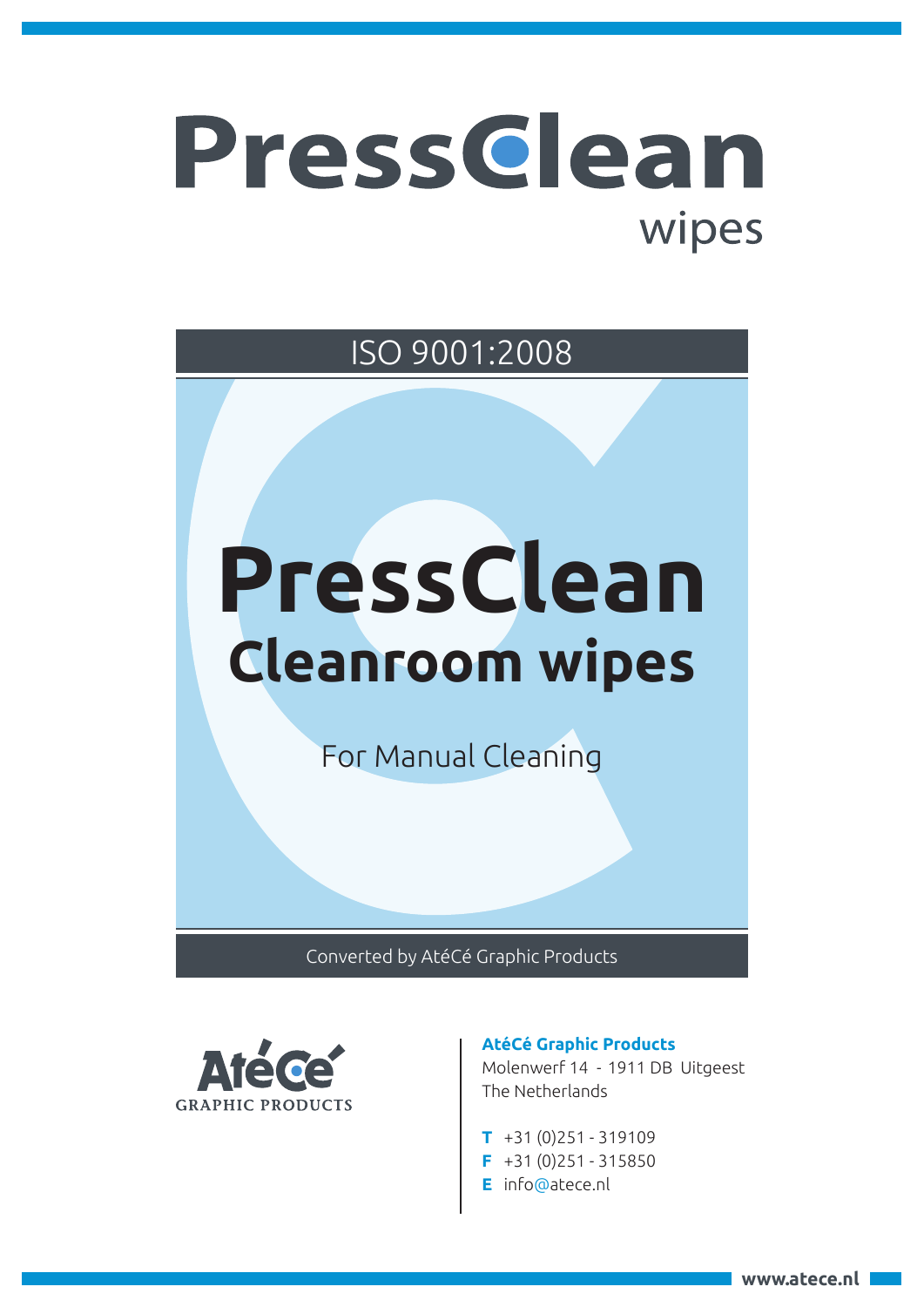# PressClean

wipes

ISO 9001:2008

## PressClean
## Cleanroom wipes

For Manual Cleaning

Converted by AtéCé Graphic Products

AtéCé
GRAPHIC PRODUCTS

**AtéCé Graphic Products**
Molenwerf 14 - 1911 DB Uitgeest
The Netherlands

**T** +31 (0)251 - 319109
**F** +31 (0)251 - 315850
**E** info@atece.nl

www.atece.nl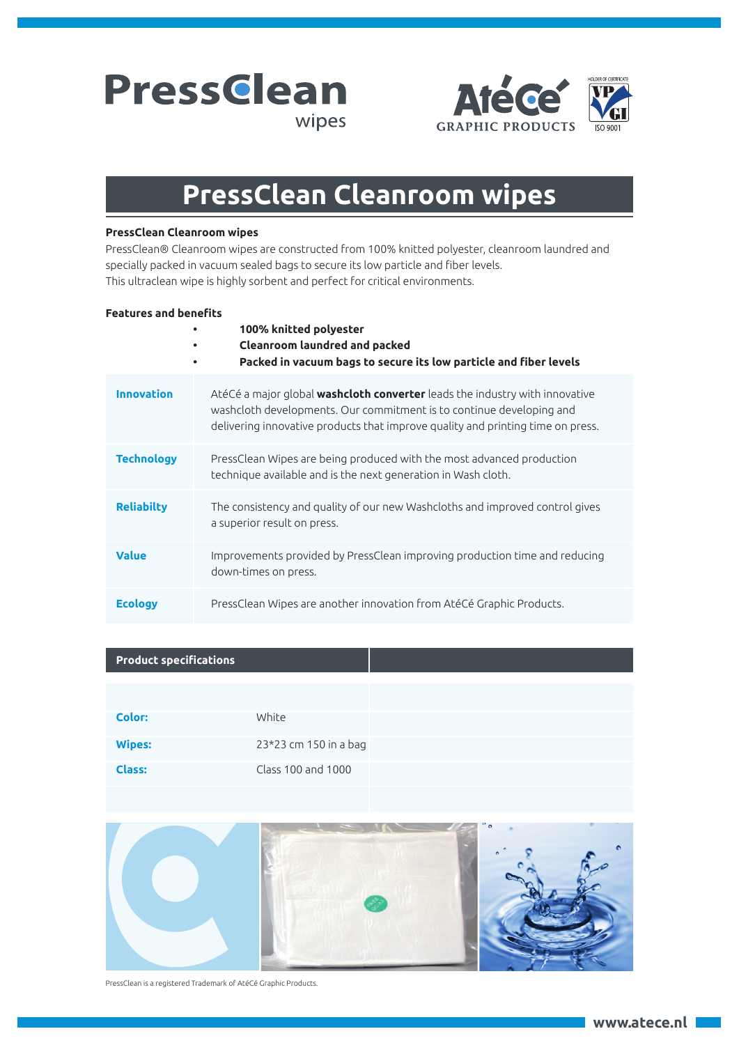PressClean wipes

AtéCé GRAPHIC PRODUCTS

HOLDER OF CERTIFICATE VPGI ISO 9001

# PressClean Cleanroom wipes

**PressClean Cleanroom wipes**

PressClean® Cleanroom wipes are constructed from 100% knitted polyester, cleanroom laundred and specially packed in vacuum sealed bags to secure its low particle and fiber levels.
This ultraclean wipe is highly sorbent and perfect for critical environments.

**Features and benefits**

- **100% knitted polyester**
- **Cleanroom laundred and packed**
- **Packed in vacuum bags to secure its low particle and fiber levels**

| | |
|---|---|
| **Innovation** | AtéCé a major global **washcloth converter** leads the industry with innovative washcloth developments. Our commitment is to continue developing and delivering innovative products that improve quality and printing time on press. |
| **Technology** | PressClean Wipes are being produced with the most advanced production technique available and is the next generation in Wash cloth. |
| **Reliabilty** | The consistency and quality of our new Washcloths and improved control gives a superior result on press. |
| **Value** | Improvements provided by PressClean improving production time and reducing down-times on press. |
| **Ecology** | PressClean Wipes are another innovation from AtéCé Graphic Products. |

| **Product specifications** | | |
|---|---|---|
| **Color:** | White | |
| **Wipes:** | 23*23 cm 150 in a bag | |
| **Class:** | Class 100 and 1000 | |

PressClean is a registered Trademark of AtéCé Graphic Products.

www.atece.nl